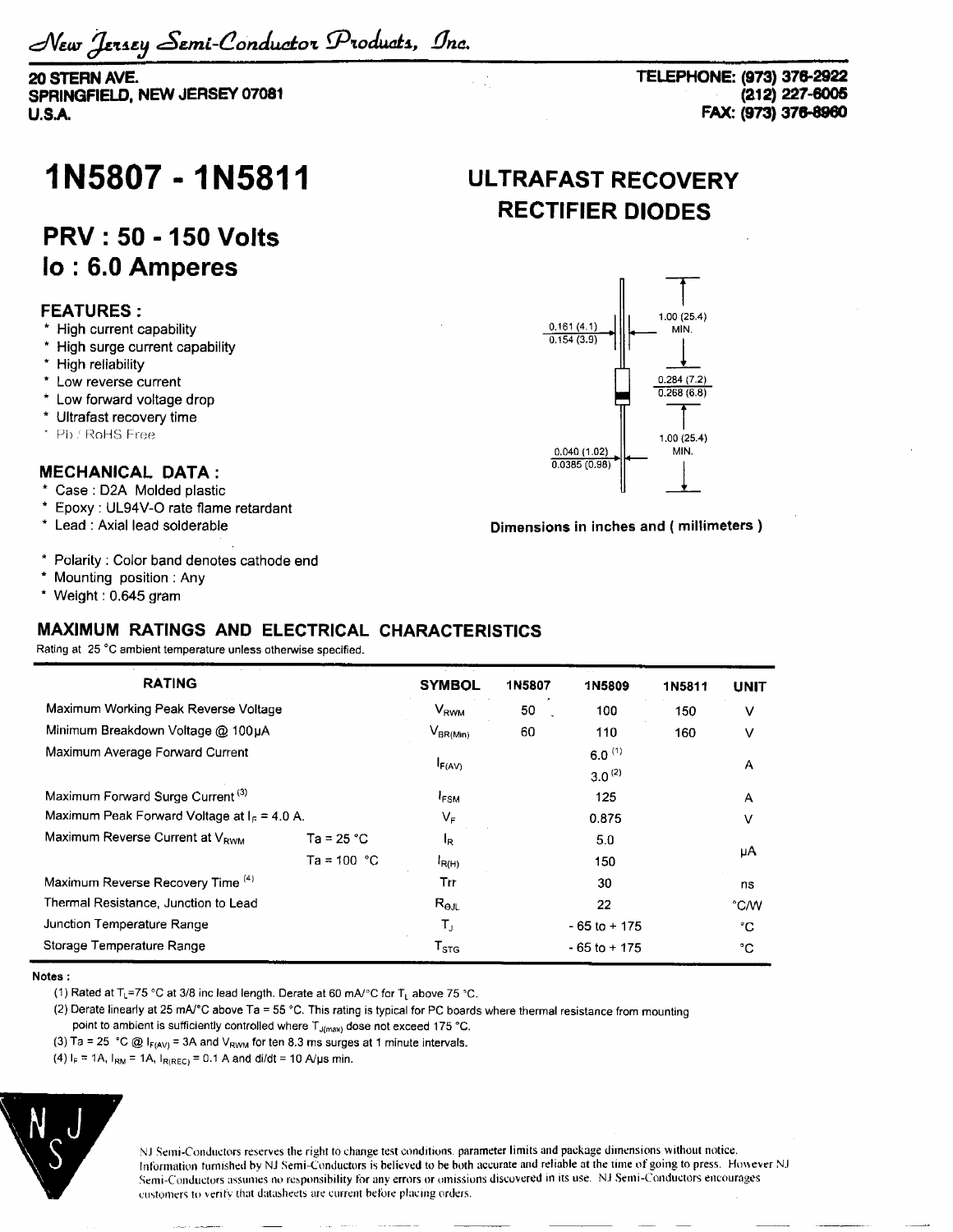*New Jersey Semi-Conductor Products, Inc.*

20 STERN AVE.
SPRINGFIELD, NEW JERSEY 07081
U.S.A.

TELEPHONE: (973) 376-2922
(212) 227-6005
FAX: (973) 376-8960

# 1N5807 - 1N5811

## ULTRAFAST RECOVERY RECTIFIER DIODES

## PRV : 50 - 150 Volts
## Io : 6.0 Amperes

### FEATURES :

* High current capability
* High surge current capability
* High reliability
* Low reverse current
* Low forward voltage drop
* Ultrafast recovery time
* Pb / RoHS Free

### MECHANICAL DATA :

* Case : D2A Molded plastic
* Epoxy : UL94V-O rate flame retardant
* Lead : Axial lead solderable
* Polarity : Color band denotes cathode end
* Mounting position : Any
* Weight : 0.645 gram

0.161 (4.1)
0.154 (3.9)

1.00 (25.4) MIN.

0.284 (7.2)
0.268 (6.8)

1.00 (25.4) MIN.

0.040 (1.02)
0.0385 (0.98)

**Dimensions in inches and ( millimeters )**

### MAXIMUM RATINGS AND ELECTRICAL CHARACTERISTICS

Rating at 25 °C ambient temperature unless otherwise specified.

| RATING | | SYMBOL | 1N5807 | 1N5809 | 1N5811 | UNIT |
|---|---|---|---|---|---|---|
| Maximum Working Peak Reverse Voltage | | $V_{RWM}$ | 50 | 100 | 150 | V |
| Minimum Breakdown Voltage @ 100µA | | $V_{BR(Min)}$ | 60 | 110 | 160 | V |
| Maximum Average Forward Current | | $I_{F(AV)}$ | | 6.0 [(1)]<br>3.0 [(2)] | | A |
| Maximum Forward Surge Current [(3)] | | $I_{FSM}$ | | 125 | | A |
| Maximum Peak Forward Voltage at $I_F$ = 4.0 A. | | $V_F$ | | 0.875 | | V |
| Maximum Reverse Current at $V_{RWM}$ | Ta = 25 °C | $I_R$ | | 5.0 | | µA |
| | Ta = 100 °C | $I_{R(H)}$ | | 150 | | µA |
| Maximum Reverse Recovery Time [(4)] | | Trr | | 30 | | ns |
| Thermal Resistance, Junction to Lead | | $R_{\theta JL}$ | | 22 | | °C/W |
| Junction Temperature Range | | $T_J$ | | - 65 to + 175 | | °C |
| Storage Temperature Range | | $T_{STG}$ | | - 65 to + 175 | | °C |

**Notes :**

(1) Rated at $T_L$=75 °C at 3/8 inc lead length. Derate at 60 mA/°C for $T_L$ above 75 °C.

(2) Derate linearly at 25 mA/°C above Ta = 55 °C. This rating is typical for PC boards where thermal resistance from mounting point to ambient is sufficiently controlled where $T_{J(max)}$ dose not exceed 175 °C.

(3) Ta = 25 °C @ $I_{F(AV)}$ = 3A and $V_{RWM}$ for ten 8.3 ms surges at 1 minute intervals.

(4) $I_F$ = 1A, $I_{RM}$ = 1A, $I_{R(REC)}$ = 0.1 A and di/dt = 10 A/µs min.

NJ Semi-Conductors reserves the right to change test conditions, parameter limits and package dimensions without notice. Information furnished by NJ Semi-Conductors is believed to be both accurate and reliable at the time of going to press. However NJ Semi-Conductors assumes no responsibility for any errors or omissions discovered in its use. NJ Semi-Conductors encourages customers to verify that datasheets are current before placing orders.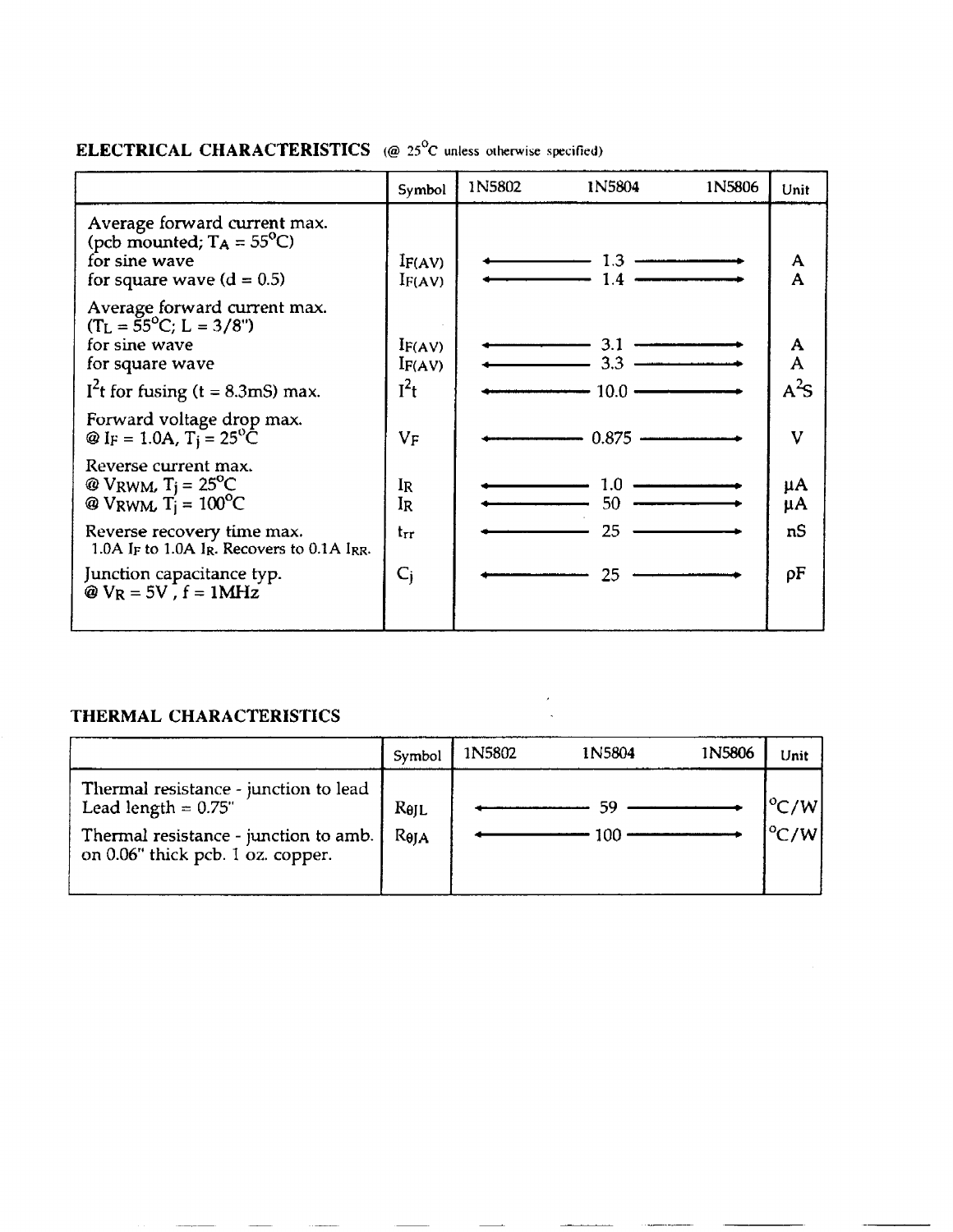## ELECTRICAL CHARACTERISTICS (@ 25°C unless otherwise specified)

| | Symbol | 1N5802 | 1N5804 | 1N5806 | Unit |
|---|---|---|---|---|---|
| Average forward current max. (pcb mounted; $T_A$ = 55°C) for sine wave | $I_{F(AV)}$ | ← | 1.3 | → | A |
| for square wave (d = 0.5) | $I_{F(AV)}$ | ← | 1.4 | → | A |
| Average forward current max. ($T_L$ = 55°C; L = 3/8") for sine wave | $I_{F(AV)}$ | ← | 3.1 | → | A |
| for square wave | $I_{F(AV)}$ | ← | 3.3 | → | A |
| $I^2t$ for fusing (t = 8.3mS) max. | $I^2t$ | ← | 10.0 | → | $A^2S$ |
| Forward voltage drop max. @ $I_F$ = 1.0A, $T_j$ = 25°C | $V_F$ | ← | 0.875 | → | V |
| Reverse current max. @ $V_{RWM}$, $T_j$ = 25°C | $I_R$ | ← | 1.0 | → | µA |
| @ $V_{RWM}$, $T_j$ = 100°C | $I_R$ | ← | 50 | → | µA |
| Reverse recovery time max. 1.0A $I_F$ to 1.0A $I_R$. Recovers to 0.1A $I_{RR}$. | $t_{rr}$ | ← | 25 | → | nS |
| Junction capacitance typ. @ $V_R$ = 5V , f = 1MHz | $C_j$ | ← | 25 | → | pF |

## THERMAL CHARACTERISTICS

| | Symbol | 1N5802 | 1N5804 | 1N5806 | Unit |
|---|---|---|---|---|---|
| Thermal resistance - junction to lead Lead length = 0.75" | $R_{\theta JL}$ | ← | 59 | → | °C/W |
| Thermal resistance - junction to amb. on 0.06" thick pcb. 1 oz. copper. | $R_{\theta JA}$ | ← | 100 | → | °C/W |